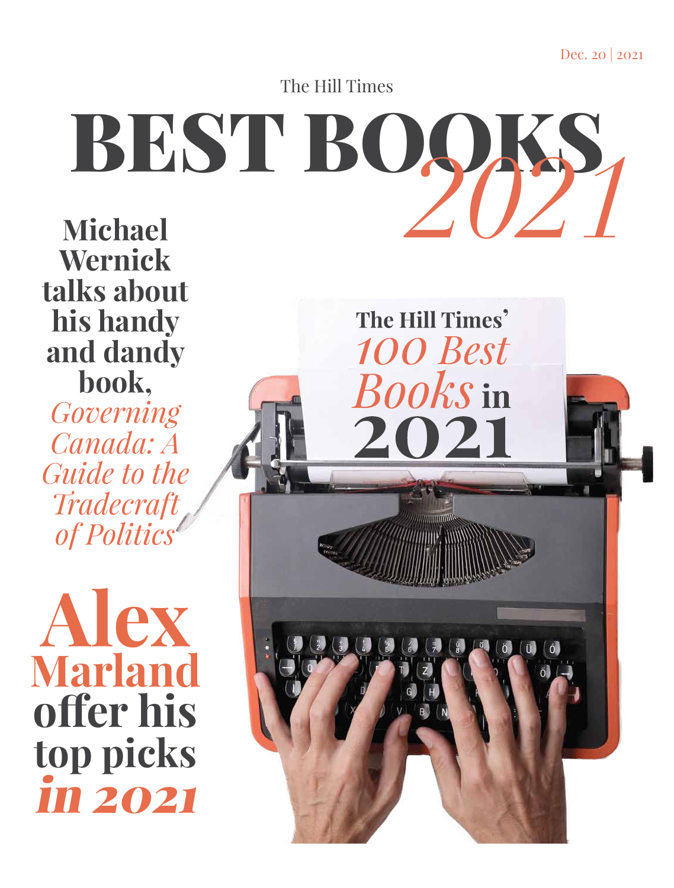Dec. 20 | 2021

The Hill Times

# BEST BOOKS *2021*

**Michael Wernick talks about his handy and dandy book,** ***Governing Canada: A Guide to the Tradecraft of Politics***

**The Hill Times'** ***100 Best Books*** **in 2021**

**Alex Marland offer his top picks** ***in 2021***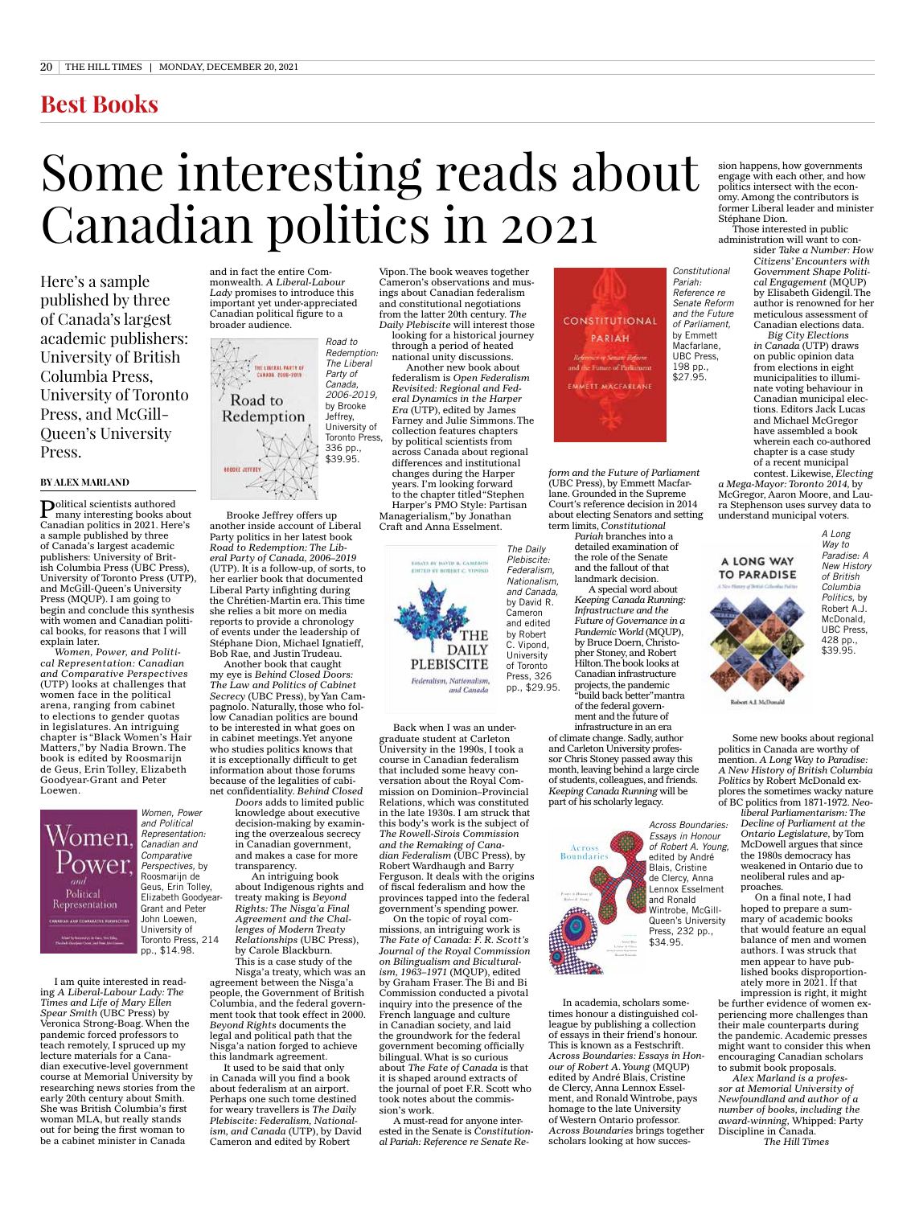## Best Books

# Some interesting reads about Canadian politics in 2021

Here's a sample published by three of Canada's largest academic publishers: University of British Columbia Press, University of Toronto Press, and McGill-Queen's University Press.

**BY ALEX MARLAND**

Political scientists authored many interesting books about Canadian politics in 2021. Here's a sample published by three of Canada's largest academic publishers: University of British Columbia Press (UBC Press), University of Toronto Press (UTP), and McGill-Queen's University Press (MQUP). I am going to begin and conclude this synthesis with women and Canadian political books, for reasons that I will explain later.

*Women, Power, and Political Representation: Canadian and Comparative Perspectives* (UTP) looks at challenges that women face in the political arena, ranging from cabinet to elections to gender quotas in legislatures. An intriguing chapter is "Black Women's Hair Matters," by Nadia Brown. The book is edited by Roosmarijn de Geus, Erin Tolley, Elizabeth Goodyear-Grant and Peter Loewen.

*Women, Power and Political Representation: Canadian and Comparative Perspectives*, by Roosmarijn de Geus, Erin Tolley, Elizabeth Goodyear-Grant and Peter John Loewen, University of Toronto Press, 214 pp., $14.98.

I am quite interested in reading *A Liberal-Labour Lady: The Times and Life of Mary Ellen Spear Smith* (UBC Press) by Veronica Strong-Boag. When the pandemic forced professors to teach remotely, I spruced up my lecture materials for a Canadian executive-level government course at Memorial University by researching news stories from the early 20th century about Smith. She was British Columbia's first woman MLA, but really stands out for being the first woman to be a cabinet minister in Canada and in fact the entire Commonwealth. *A Liberal-Labour Lady* promises to introduce this important yet under-appreciated Canadian political figure to a broader audience.

*Road to Redemption: The Liberal Party of Canada, 2006-2019*, by Brooke Jeffrey, University of Toronto Press, 336 pp., $39.95.

Brooke Jeffrey offers up another inside account of Liberal Party politics in her latest book *Road to Redemption: The Liberal Party of Canada, 2006–2019* (UTP). It is a follow-up, of sorts, to her earlier book that documented Liberal Party infighting during the Chrétien-Martin era. This time she relies a bit more on media reports to provide a chronology of events under the leadership of Stéphane Dion, Michael Ignatieff, Bob Rae, and Justin Trudeau.

Another book that caught my eye is *Behind Closed Doors: The Law and Politics of Cabinet Secrecy* (UBC Press), by Yan Campagnolo. Naturally, those who follow Canadian politics are bound to be interested in what goes on in cabinet meetings. Yet anyone who studies politics knows that it is exceptionally difficult to get information about those forums because of the legalities of cabinet confidentiality. *Behind Closed Doors* adds to limited public knowledge about executive decision-making by examining the overzealous secrecy in Canadian government, and makes a case for more transparency.

An intriguing book about Indigenous rights and treaty making is *Beyond Rights: The Nisga'a Final Agreement and the Challenges of Modern Treaty Relationships* (UBC Press), by Carole Blackburn. This is a case study of the Nisga'a treaty, which was an agreement between the Nisga'a people, the Government of British Columbia, and the federal government that took that took effect in 2000. *Beyond Rights* documents the legal and political path that the Nisga'a nation forged to achieve this landmark agreement.

It used to be said that only in Canada will you find a book about federalism at an airport. Perhaps one such tome destined for weary travellers is *The Daily Plebiscite: Federalism, Nationalism, and Canada* (UTP), by David Cameron and edited by Robert Vipon. The book weaves together Cameron's observations and musings about Canadian federalism and constitutional negotiations from the latter 20th century. *The Daily Plebiscite* will interest those looking for a historical journey through a period of heated national unity discussions.

Another new book about federalism is *Open Federalism Revisited: Regional and Federal Dynamics in the Harper Era* (UTP), edited by James Farney and Julie Simmons. The collection features chapters by political scientists from across Canada about regional differences and institutional changes during the Harper years. I'm looking forward to the chapter titled "Stephen Harper's PMO Style: Partisan Managerialism," by Jonathan Craft and Anna Esselment.

*The Daily Plebiscite: Federalism, Nationalism, and Canada*, by David R. Cameron and edited by Robert C. Vipond, University of Toronto Press, 326 pp., $29.95.

Back when I was an undergraduate student at Carleton University in the 1990s, I took a course in Canadian federalism that included some heavy conversation about the Royal Commission on Dominion–Provincial Relations, which was constituted in the late 1930s. I am struck that this body's work is the subject of *The Rowell-Sirois Commission and the Remaking of Canadian Federalism* (UBC Press), by Robert Wardhaugh and Barry Ferguson. It deals with the origins of fiscal federalism and how the provinces tapped into the federal government's spending power.

On the topic of royal commissions, an intriguing work is *The Fate of Canada: F. R. Scott's Journal of the Royal Commission on Bilingualism and Biculturalism, 1963–1971* (MQUP), edited by Graham Fraser. The Bi and Bi Commission conducted a pivotal inquiry into the presence of the French language and culture in Canadian society, and laid the groundwork for the federal government becoming officially bilingual. What is so curious about *The Fate of Canada* is that it is shaped around extracts of the journal of poet F.R. Scott who took notes about the commission's work.

A must-read for anyone interested in the Senate is *Constitutional Pariah: Reference re Senate Reform and the Future of Parliament* (UBC Press), by Emmett Macfarlane. Grounded in the Supreme Court's reference decision in 2014 about electing Senators and setting term limits, *Constitutional Pariah* branches into a detailed examination of the role of the Senate and the fallout of that landmark decision.

*Constitutional Pariah: Reference re Senate Reform and the Future of Parliament*, by Emmett Macfarlane, UBC Press, 198 pp., $27.95.

A special word about *Keeping Canada Running: Infrastructure and the Future of Governance in a Pandemic World* (MQUP), by Bruce Doern, Christopher Stoney, and Robert Hilton. The book looks at Canadian infrastructure projects, the pandemic "build back better" mantra of the federal government and the future of infrastructure in an era of climate change. Sadly, author and Carleton University professor Chris Stoney passed away this month, leaving behind a large circle of students, colleagues, and friends. *Keeping Canada Running* will be part of his scholarly legacy.

*Across Boundaries: Essays in Honour of Robert A. Young*, edited by André Blais, Cristine de Clercy, Anna Lennox Esselment and Ronald Wintrobe, McGill-Queen's University Press, 232 pp., $34.95.

In academia, scholars sometimes honour a distinguished colleague by publishing a collection of essays in their friend's honour. This is known as a Festschrift. *Across Boundaries: Essays in Honour of Robert A. Young* (MQUP) edited by André Blais, Cristine de Clercy, Anna Lennox Esselment, and Ronald Wintrobe, pays homage to the late University of Western Ontario professor. *Across Boundaries* brings together scholars looking at how secession happens, how governments engage with each other, and how politics intersect with the economy. Among the contributors is former Liberal leader and minister Stéphane Dion.

Those interested in public administration will want to consider *Take a Number: How Citizens' Encounters with Government Shape Political Engagement* (MQUP) by Elisabeth Gidengil. The author is renowned for her meticulous assessment of Canadian elections data.

*Big City Elections in Canada* (UTP) draws on public opinion data from elections in eight municipalities to illuminate voting behaviour in Canadian municipal elections. Editors Jack Lucas and Michael McGregor have assembled a book wherein each co-authored chapter is a case study of a recent municipal contest. Likewise, *Electing a Mega-Mayor: Toronto 2014*, by McGregor, Aaron Moore, and Laura Stephenson uses survey data to understand municipal voters.

*A Long Way to Paradise: A New History of British Columbia Politics*, by Robert A.J. McDonald, UBC Press, 428 pp., $39.95.

Some new books about regional politics in Canada are worthy of mention. *A Long Way to Paradise: A New History of British Columbia Politics* by Robert McDonald explores the sometimes wacky nature of BC politics from 1871-1972. *Neoliberal Parliamentarism: The Decline of Parliament at the Ontario Legislature*, by Tom McDowell argues that since the 1980s democracy has weakened in Ontario due to neoliberal rules and approaches.

On a final note, I had hoped to prepare a summary of academic books that would feature an equal balance of men and women authors. I was struck that men appear to have published books disproportionately more in 2021. If that impression is right, it might be further evidence of women experiencing more challenges than their male counterparts during the pandemic. Academic presses might want to consider this when encouraging Canadian scholars to submit book proposals.

*Alex Marland is a professor at Memorial University of Newfoundland and author of a number of books, including the award-winning,* Whipped: Party Discipline in Canada.

*The Hill Times*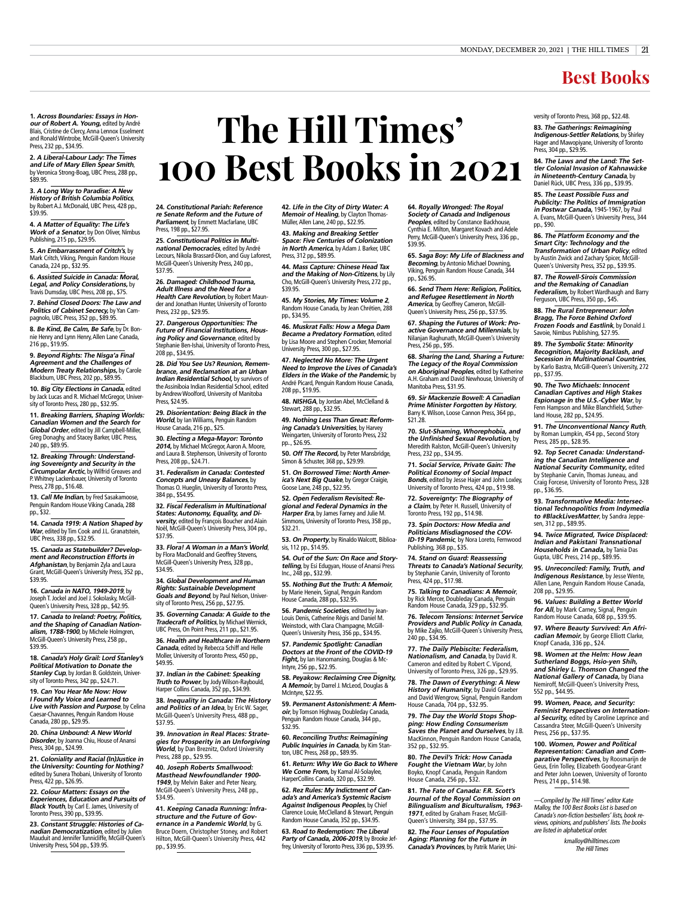# Best Books

# The Hill Times' 100 Best Books in 2021

**1.** ***Across Boundaries: Essays in Honour of Robert A. Young,*** edited by André Blais, Cristine de Clercy, Anna Lennox Esselment and Ronald Wintrobe, McGill-Queen's University Press, 232 pp., $34.95.

**2.** ***A Liberal-Labour Lady: The Times and Life of Mary Ellen Spear Smith***, by Veronica Strong-Boag, UBC Press, 288 pp., $89.95.

**3.** ***A Long Way to Paradise: A New History of British Columbia Politics***, by Robert A.J. McDonald, UBC Press, 428 pp., $39.95.

**4.** ***A Matter of Equality: The Life's Work of a Senator***, by Don Oliver, Nimbus Publishing, 215 pp., $29.95.

**5.** ***An Embarrassment of Critch's***, by Mark Critch, Viking, Penguin Random House Canada, 224 pp., $32.95.

**6.** ***Assisted Suicide in Canada: Moral, Legal, and Policy Considerations,*** by Travis Dumsday, UBC Press, 208 pp., $75.

**7.** ***Behind Closed Doors: The Law and Politics of Cabinet Secrecy,*** by Yan Campagnolo, UBC Press, 352 pp., $89.95.

**8.** ***Be Kind, Be Calm, Be Safe***, by Dr. Bonnie Henry and Lynn Henry, Allen Lane Canada, 216 pp., $19.95.

**9.** ***Beyond Rights: The Nisga'a Final Agreement and the Challenges of Modern Treaty Relationships,*** by Carole Blackburn, UBC Press, 202 pp., $89.95.

**10.** ***Big City Elections in Canada***, edited by Jack Lucas and R. Michael McGregor, University of Toronto Press, 280 pp., $32.95.

**11.** ***Breaking Barriers, Shaping Worlds: Canadian Women and the Search for Global Order***, edited by Jill Campbell-Miller, Greg Donaghy, and Stacey Barker, UBC Press, 240 pp., $89.95.

**12.** ***Breaking Through: Understanding Sovereignty and Security in the Circumpolar Arctic***, by Wilfrid Greaves and P. Whitney Lackenbauer, University of Toronto Press, 278 pp., $16.48.

**13.** ***Call Me Indian***, by Fred Sasakamoose, Penguin Random House Viking Canada, 288 pp., $32.

**14.** ***Canada 1919: A Nation Shaped by War***, edited by Tim Cook and J.L. Granatstein, UBC Press, 338 pp., $32.95.

**15.** ***Canada as Statebuilder? Development and Reconstruction Efforts in Afghanistan***, by Benjamin Zyla and Laura Grant, McGill-Queen's University Press, 352 pp., $39.95.

**16.** ***Canada in NATO, 1949-2019***, by Joseph T. Jockel and Joel J. Sokolasky, McGill-Queen's University Press, 328 pp., $42.95.

**17.** ***Canada to Ireland: Poetry, Politics, and the Shaping of Canadian Nationalism, 1788-1900***, by Michele Holmgren, McGill-Queen's University Press, 258 pp., $39.95.

**18.** ***Canada's Holy Grail: Lord Stanley's Political Motivation to Donate the Stanley Cup***, by Jordan B. Goldstein, University of Toronto Press, 342 pp., $24.71.

**19.** ***Can You Hear Me Now: How I Found My Voice and Learned to Live with Passion and Purpose***, by Celina Caesar-Chavannes, Penguin Random House Canada, 280 pp., $29.95.

**20.** ***China Unbound: A New World Disorder***, by Joanna Chiu, House of Anansi Press, 304 pp., $24.99.

**21.** ***Coloniality and Racial (In)Justice in the University: Counting for Nothing?*** edited by Sunera Thobani, University of Toronto Press, 422 pp., $26.95.

**22.** ***Colour Matters: Essays on the Experiences, Education and Pursuits of Black Youth***, by Carl E. James, University of Toronto Press, 390 pp., $39.95.

**23.** ***Constant Struggle: Histories of Canadian Democratization***, edited by Julien Mauduit and Jennifer Tunnicliffe, McGill-Queen's University Press, 504 pp., $39.95.

**24.** ***Constitutional Pariah: Reference re Senate Reform and the Future of Parliament***, by Emmett Macfarlane, UBC Press, 198 pp., $27.95.

**25.** ***Constitutional Politics in Multinational Democracies***, edited by André Lecours, Nikola Brassard-Dion, and Guy Laforest, McGill-Queen's University Press, 240 pp., $37.95.

**26.** ***Damaged: Childhood Trauma, Adult Illness and the Need for a Health Care Revolution***, by Robert Maunder and Jonathan Hunter, University of Toronto Press, 232 pp., $29.95.

**27.** ***Dangerous Opportunities: The Future of Financial Institutions, Housing Policy and Governance***, edited by Stephanie Ben-Ishai, University of Toronto Press, 208 pp., $34.95.

**28.** ***Did You See Us? Reunion, Remembrance, and Reclamation at an Urban Indian Residential School,*** by survivors of the Assiniboia Indian Residential School, edited by Andrew Woolford, University of Manitoba Press, $24.95.

**29.** ***Disorientation: Being Black in the World***, by Ian Williams, Penguin Random House Canada, 216 pp., $25.

**30.** ***Electing a Mega-Mayor: Toronto 2014,*** by Michael McGregor, Aaron A. Moore, and Laura B. Stephenson, University of Toronto Press, 208 pp., $24.71.

**31.** ***Federalism in Canada: Contested Concepts and Uneasy Balances***, by Thomas O. Hueglin, University of Toronto Press, 384 pp., $54.95.

**32.** ***Fiscal Federalism in Multinational States: Autonomy, Equality, and Diversity***, edited by François Boucher and Alain Noël, McGill-Queen's University Press, 304 pp., $37.95.

**33.** ***Flora! A Woman in a Man's World***, by Flora MacDonald and Geoffrey Stevens, McGill-Queen's University Press, 328 pp., $34.95.

**34.** ***Global Development and Human Rights: Sustainable Development Goals and Beyond***, by Paul Nelson, University of Toronto Press, 256 pp., $27.95.

**35.** ***Governing Canada: A Guide to the Tradecraft of Politics***, by Michael Wernick, UBC Press, On Point Press, 211 pp., $21.95.

**36.** ***Health and Healthcare in Northern Canada***, edited by Rebecca Schiff and Helle Moller, University of Toronto Press, 450 pp., $49.95.

**37.** ***Indian in the Cabinet: Speaking Truth to Power***, by Jody Wilson-Raybould, Harper Collins Canada, 352 pp., $34.99.

**38.** ***Inequality in Canada: The History and Politics of an Idea***, by Eric W. Sager, McGill-Queen's University Press, 488 pp., $37.95.

**39.** ***Innovation in Real Places: Strategies for Prosperity in an Unforgiving World***, by Dan Breznitz, Oxford University Press, 288 pp., $29.95.

**40.** ***Joseph Roberts Smallwood: Masthead Newfoundlander 1900-1949***, by Melvin Baker and Peter Neary, McGill-Queen's University Press, 248 pp., $34.95.

**41.** ***Keeping Canada Running: Infrastructure and the Future of Governance in a Pandemic World***, by G. Bruce Doern, Christopher Stoney, and Robert Hilton, McGill-Queen's University Press, 442 pp., $39.95.

**42.** ***Life in the City of Dirty Water: A Memoir of Healing***, by Clayton Thomas-Müller, Allen Lane, 240 pp., $22.95.

**43.** ***Making and Breaking Settler Space: Five Centuries of Colonization in North America***, by Adam J. Barker, UBC Press, 312 pp., $89.95.

**44.** ***Mass Capture: Chinese Head Tax and the Making of Non-Citizens***, by Lily Cho, McGill-Queen's University Press, 272 pp., $39.95.

**45.** ***My Stories, My Times: Volume 2***, Random House Canada, by Jean Chrétien, 288 pp., $34.95.

**46.** ***Muskrat Falls: How a Mega Dam Became a Predatory Formation***, edited by Lisa Moore and Stephen Crocker, Memorial University Press, 300 pp., $27.95.

**47.** ***Neglected No More: The Urgent Need to Improve the Lives of Canada's Elders in the Wake of the Pandemic***, by André Picard, Penguin Random House Canada, 208 pp., $19.95.

**48.** ***NISHGA***, by Jordan Abel, McClelland & Stewart, 288 pp., $32.95.

**49.** ***Nothing Less Than Great: Reforming Canada's Universities***, by Harvey Weingarten, University of Toronto Press, 232 pp., $26.95.

**50.** ***Off The Record,*** by Peter Mansbridge, Simon & Schuster, 368 pp., $29.99.

**51.** ***On Borrowed Time: North America's Next Big Quake***, by Gregor Craigie, Goose Lane, 248 pp., $22.95.

**52.** ***Open Federalism Revisited: Regional and Federal Dynamics in the Harper Era***, by James Farney and Julie M. Simmons, University of Toronto Press, 358 pp., $32.21.

**53.** ***On Property***, by Rinaldo Walcott, Biblioasis, 112 pp., $14.95.

**54.** ***Out of the Sun: On Race and Storytelling***, by Esi Edugyan, House of Anansi Press Inc., 248 pp., $32.99.

**55.** ***Nothing But the Truth: A Memoir***, by Marie Henein, Signal, Penguin Random House Canada, 288 pp., $32.95.

**56.** ***Pandemic Societies***, edited by Jean-Louis Denis, Catherine Régis and Daniel M. Weinstock, with Clara Champagne, McGill-Queen's University Press, 356 pp., $34.95.

**57.** ***Pandemic Spotlight: Canadian Doctors at the Front of the COVID-19 Fight,*** by Ian Hanomansing, Douglas & McIntyre, 256 pp., $22.95.

**58.** ***Peyakow: Reclaiming Cree Dignity, A Memoir***, by Darrel J. McLeod, Douglas & McIntyre, $22.95.

**59.** ***Permanent Astonishment: A Memoir***, by Tomson Highway, Doubleday Canada, Penguin Random House Canada, 344 pp., $32.95.

**60.** ***Reconciling Truths: Reimagining Public Inquiries in Canada***, by Kim Stanton, UBC Press, 268 pp., $89.95.

**61.** ***Return: Why We Go Back to Where We Come From,*** by Kamal Al-Solaylee, HarperCollins Canada, 320 pp., $32.99.

**62.** ***Rez Rules: My Indictment of Canada's and America's Systemic Racism Against Indigenous Peoples***, by Chief Clarence Louie, McClelland & Stewart, Penguin Random House Canada, 352 pp., $34.95.

**63.** ***Road to Redemption: The Liberal Party of Canada, 2006-2019***, by Brooke Jeffrey, University of Toronto Press, 336 pp., $39.95.

**64.** ***Royally Wronged: The Royal Society of Canada and Indigenous Peoples***, edited by Constance Backhouse, Cynthia E. Milton, Margaret Kovach and Adele Perry, McGill-Queen's University Press, 336 pp., $39.95.

**65.** ***Saga Boy: My Life of Blackness and Becoming***, by Antonio Michael Downing, Viking, Penguin Random House Canada, 344 pp., $26.95.

**66.** ***Send Them Here: Religion, Politics, and Refugee Resettlement in North America***, by Geoffrey Cameron, McGill-Queen's University Press, 256 pp., $37.95.

**67.** ***Shaping the Futures of Work: Proactive Governance and Millennials***, by Nilanjan Raghunath, McGill-Queen's University Press, 256 pp., $95.

**68.** ***Sharing the Land, Sharing a Future: The Legacy of the Royal Commission on Aboriginal Peoples***, edited by Katherine A.H. Graham and David Newhouse, University of Manitoba Press, $31.95.

**69.** ***Sir Mackenzie Bowell: A Canadian Prime Minister Forgotten by History***, Barry K. Wilson, Loose Cannon Press, 364 pp., $21.28.

**70.** ***Slut-Shaming, Whorephobia, and the Unfinished Sexual Revolution***, by Meredith Ralston, McGill-Queen's University Press, 232 pp., $34.95.

**71.** ***Social Service, Private Gain: The Political Economy of Social Impact Bonds***, edited by Jesse Hajer and John Loxley, University of Toronto Press, 424 pp., $19.98.

**72.** ***Sovereignty: The Biography of a Claim***, by Peter H. Russell, University of Toronto Press, 192 pp., $14.98.

**73.** ***Spin Doctors: How Media and Politicians Misdiagnosed the COVID-19 Pandemic***, by Nora Loreto, Fernwood Publishing, 368 pp., $35.

**74.** ***Stand on Guard: Reassessing Threats to Canada's National Security***, by Stephanie Carvin, University of Toronto Press, 424 pp., $17.98.

**75.** ***Talking to Canadians: A Memoir***, by Rick Mercer, Doubleday Canada, Penguin Random House Canada, 329 pp., $32.95.

**76.** ***Telecom Tensions: Internet Service Providers and Public Policy in Canada***, by Mike Zajko, McGill-Queen's University Press, 240 pp., $34.95.

**77.** ***The Daily Plebiscite: Federalism, Nationalism, and Canada***, by David R. Cameron and edited by Robert C. Vipond, University of Toronto Press, 326 pp., $29.95.

**78.** ***The Dawn of Everything: A New History of Humanity***, by David Graeber and David Wengrow, Signal, Penguin Random House Canada, 704 pp., $32.95.

**79.** ***The Day the World Stops Shopping: How Ending Consumerism Saves the Planet and Ourselves***, by J.B. MacKinnon, Penguin Random House Canada, 352 pp., $32.95.

**80.** ***The Devil's Trick: How Canada Fought the Vietnam War***, by John Boyko, Knopf Canada, Penguin Random House Canada, 256 pp., $32.

**81.** ***The Fate of Canada: F.R. Scott's Journal of the Royal Commission on Bilingualism and Biculturalism, 1963-1971***, edited by Graham Fraser, McGill-Queen's University Press, 384 pp., $37.95.

**82.** ***The Four Lenses of Population Aging: Planning for the Future in Canada's Provinces***, by Patrik Marier, University of Toronto Press, 368 pp., $22.48.

**83.** ***The Gatherings: Reimagining Indigenous-Settler Relations***, by Shirley Hager and Mawopiyane, University of Toronto Press, 304 pp., $29.95.

**84.** ***The Laws and the Land: The Settler Colonial Invasion of Kahnawà:ke in Nineteenth-Century Canada***, by Daniel Rück, UBC Press, 336 pp., $39.95.

**85.** ***The Least Possible Fuss and Publicity: The Politics of Immigration in Postwar Canada,*** 1945-1967, by Paul A. Evans, McGill-Queen's University Press, 344 pp., $90.

**86.** ***The Platform Economy and the Smart City: Technology and the Transformation of Urban Policy***, edited by Austin Zwick and Zachary Spicer, McGill-Queen's University Press, 352 pp., $39.95.

**87.** ***The Rowell-Sirois Commission and the Remaking of Canadian Federalism***, by Robert Wardhaugh and Barry Ferguson, UBC Press, 350 pp., $45.

**88.** ***The Rural Entrepreneur: John Bragg, The Force Behind Oxford Frozen Foods and Eastlink***, by Donald J. Savoie, Nimbus Publishing, $27.95.

**89.** ***The Symbolic State: Minority Recognition, Majority Backlash, and Secession in Multinational Countries***, by Karlo Basta, McGill-Queen's University, 272 pp., $37.95.

**90.** ***The Two Michaels: Innocent Canadian Captives and High Stakes Espionage in the U.S.-Cyber War***, by Fenn Hampson and Mike Blanchfield, Sutherland House, 282 pp., $24.95.

**91.** ***The Unconventional Nancy Ruth***, by Roman Lumpkin, 454 pp., Second Story Press, 285 pp., $28.95.

**92.** ***Top Secret Canada: Understanding the Canadian Intelligence and National Security Community***, edited by Stephanie Carvin, Thomas Juneau, and Craig Forcese, University of Toronto Press, 328 pp., $36.95.

**93.** ***Transformative Media: Intersectional Technopolitics from Indymedia to #BlackLivesMatter***, by Sandra Jeppesen, 312 pp., $89.95.

**94.** ***Twice Migrated, Twice Displaced: Indian and Pakistani Transnational Households in Canada,*** by Tania Das Gupta, UBC Press, 214 pp., $89.95.

**95.** ***Unreconciled: Family, Truth, and Indigenous Resistance***, by Jesse Wente, Allen Lane, Penguin Random House Canada, 208 pp., $29.95.

**96.** ***Values: Building a Better World for All***, by Mark Carney, Signal, Penguin Random House Canada, 608 pp., $39.95.

**97.** ***Where Beauty Survived: An Africadian Memoir***, by George Elliott Clarke, Knopf Canada, 336 pp., $24.

**98.** ***Women at the Helm: How Jean Sutherland Boggs, Hsio-yen Shih, and Shirley L. Thomson Changed the National Gallery of Canada***, by Diana Nemiroff, McGill-Queen's University Press, 552 pp., $44.95.

**99.** ***Women, Peace, and Security: Feminist Perspectives on International Security,*** edited by Caroline Leprince and Cassandra Steer, McGill-Queen's University Press, 256 pp., $37.95.

**100.** ***Women, Power and Political Representation: Canadian and Comparative Perspectives***, by Roosmarijn de Geus, Erin Tolley, Elizabeth Goodyear-Grant and Peter John Loewen, University of Toronto Press, 214 pp., $14.98.

*—Compiled by The Hill Times' editor Kate Malloy, the 100 Best Books List is based on Canada's non-fiction bestsellers' lists, book reviews, opinions, and publishers' lists. The books are listed in alphabetical order.*

*kmalloy@hilltimes.com*
*The Hill Times*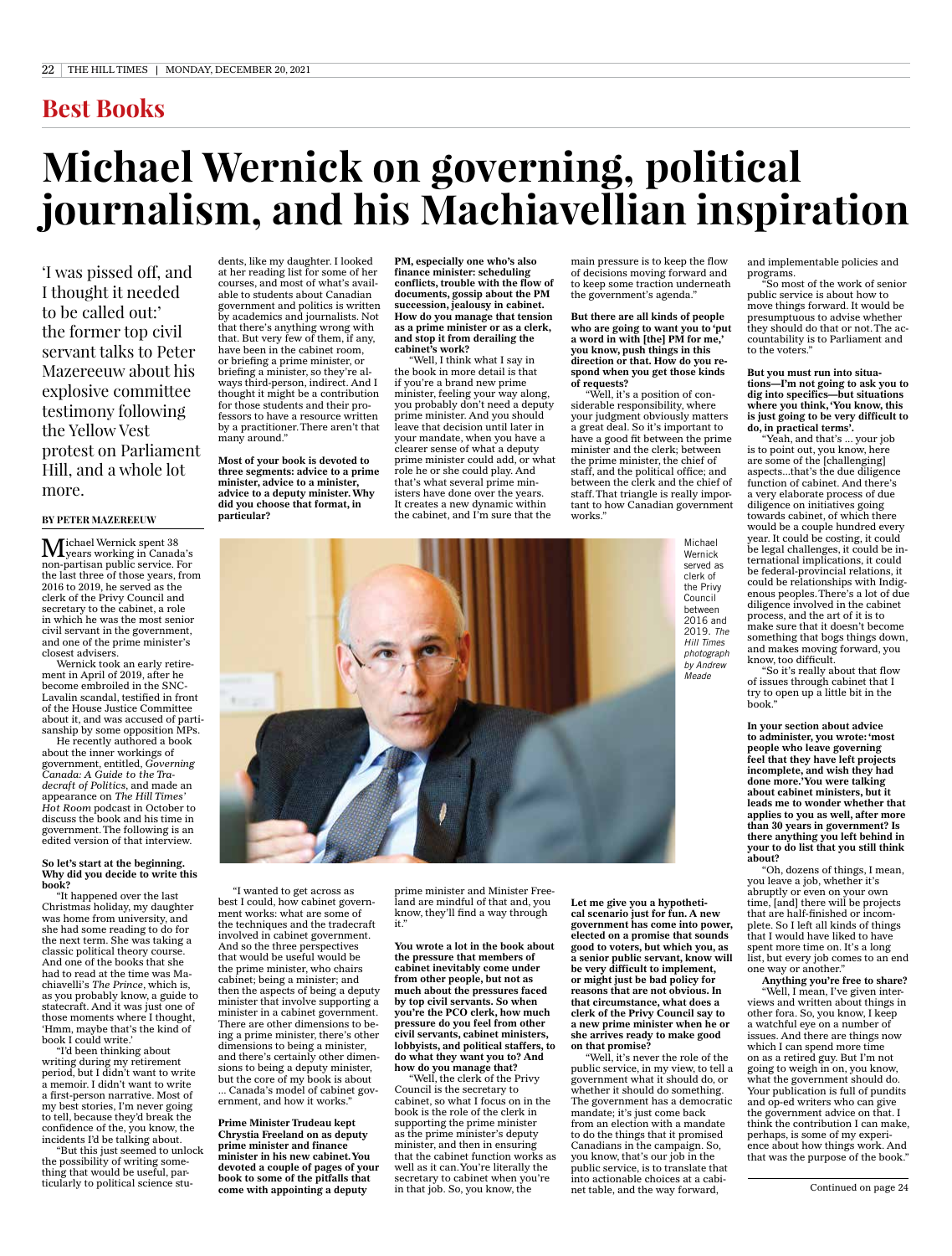## Best Books

# Michael Wernick on governing, political journalism, and his Machiavellian inspiration

'I was pissed off, and I thought it needed to be called out:' the former top civil servant talks to Peter Mazereeuw about his explosive committee testimony following the Yellow Vest protest on Parliament Hill, and a whole lot more.

**BY PETER MAZEREEUW**

Michael Wernick spent 38 years working in Canada's non-partisan public service. For the last three of those years, from 2016 to 2019, he served as the clerk of the Privy Council and secretary to the cabinet, a role in which he was the most senior civil servant in the government, and one of the prime minister's closest advisers.

Wernick took an early retirement in April of 2019, after he become embroiled in the SNC-Lavalin scandal, testified in front of the House Justice Committee about it, and was accused of partisanship by some opposition MPs.

He recently authored a book about the inner workings of government, entitled, *Governing Canada: A Guide to the Tradecraft of Politics*, and made an appearance on *The Hill Times' Hot Room* podcast in October to discuss the book and his time in government. The following is an edited version of that interview.

**So let's start at the beginning. Why did you decide to write this book?**

"It happened over the last Christmas holiday, my daughter was home from university, and she had some reading to do for the next term. She was taking a classic political theory course. And one of the books that she had to read at the time was Machiavelli's *The Prince*, which is, as you probably know, a guide to statecraft. And it was just one of those moments where I thought, 'Hmm, maybe that's the kind of book I could write.'

"I'd been thinking about writing during my retirement period, but I didn't want to write a memoir. I didn't want to write a first-person narrative. Most of my best stories, I'm never going to tell, because they'd break the confidence of the, you know, the incidents I'd be talking about.

"But this just seemed to unlock the possibility of writing something that would be useful, particularly to political science students, like my daughter. I looked at her reading list for some of her courses, and most of what's available to students about Canadian government and politics is written by academics and journalists. Not that there's anything wrong with that. But very few of them, if any, have been in the cabinet room, or briefing a prime minister, or briefing a minister, so they're always third-person, indirect. And I thought it might be a contribution for those students and their professors to have a resource written by a practitioner. There aren't that many around."

**Most of your book is devoted to three segments: advice to a prime minister, advice to a minister, advice to a deputy minister. Why did you choose that format, in particular?**

"I wanted to get across as best I could, how cabinet government works: what are some of the techniques and the tradecraft involved in cabinet government. And so the three perspectives that would be useful would be the prime minister, who chairs cabinet; being a minister; and then the aspects of being a deputy minister that involve supporting a minister in a cabinet government. There are other dimensions to being a prime minister, there's other dimensions to being a minister, and there's certainly other dimensions to being a deputy minister, but the core of my book is about ... Canada's model of cabinet government, and how it works."

**Prime Minister Trudeau kept Chrystia Freeland on as deputy prime minister and finance minister in his new cabinet. You devoted a couple of pages of your book to some of the pitfalls that come with appointing a deputy PM, especially one who's also finance minister: scheduling conflicts, trouble with the flow of documents, gossip about the PM succession, jealousy in cabinet. How do you manage that tension as a prime minister or as a clerk, and stop it from derailing the cabinet's work?**

"Well, I think what I say in the book in more detail is that if you're a brand new prime minister, feeling your way along, you probably don't need a deputy prime minister. And you should leave that decision until later in your mandate, when you have a clearer sense of what a deputy prime minister could add, or what role he or she could play. And that's what several prime ministers have done over the years. It creates a new dynamic within the cabinet, and I'm sure that the prime minister and Minister Freeland are mindful of that and, you know, they'll find a way through it."

**You wrote a lot in the book about the pressure that members of cabinet inevitably come under from other people, but not as much about the pressures faced by top civil servants. So when you're the PCO clerk, how much pressure do you feel from other civil servants, cabinet ministers, lobbyists, and political staffers, to do what they want you to? And how do you manage that?**

"Well, the clerk of the Privy Council is the secretary to cabinet, so what I focus on in the book is the role of the clerk in supporting the prime minister as the prime minister's deputy minister, and then in ensuring that the cabinet function works as well as it can. You're literally the secretary to cabinet when you're in that job. So, you know, the main pressure is to keep the flow of decisions moving forward and to keep some traction underneath the government's agenda."

**But there are all kinds of people who are going to want you to 'put a word in with [the] PM for me,' you know, push things in this direction or that. How do you respond when you get those kinds of requests?**

"Well, it's a position of considerable responsibility, where your judgment obviously matters a great deal. So it's important to have a good fit between the prime minister and the clerk; between the prime minister, the chief of staff, and the political office; and between the clerk and the chief of staff. That triangle is really important to how Canadian government works."

Michael Wernick served as clerk of the Privy Council between 2016 and 2019. *The Hill Times photograph by Andrew Meade*

**Let me give you a hypothetical scenario just for fun. A new government has come into power, elected on a promise that sounds good to voters, but which you, as a senior public servant, know will be very difficult to implement, or might just be bad policy for reasons that are not obvious. In that circumstance, what does a clerk of the Privy Council say to a new prime minister when he or she arrives ready to make good on that promise?**

"Well, it's never the role of the public service, in my view, to tell a government what it should do, or whether it should do something. The government has a democratic mandate; it's just come back from an election with a mandate to do the things that it promised Canadians in the campaign. So, you know, that's our job in the public service, is to translate that into actionable choices at a cabinet table, and the way forward, and implementable policies and programs.

"So most of the work of senior public service is about how to move things forward. It would be presumptuous to advise whether they should do that or not. The accountability is to Parliament and to the voters."

**But you must run into situations—I'm not going to ask you to dig into specifics—but situations where you think, 'You know, this is just going to be very difficult to do, in practical terms'.**

"Yeah, and that's ... your job is to point out, you know, here are some of the [challenging] aspects...that's the due diligence function of cabinet. And there's a very elaborate process of due diligence on initiatives going towards cabinet, of which there would be a couple hundred every year. It could be costing, it could be legal challenges, it could be international implications, it could be federal-provincial relations, it could be relationships with Indigenous peoples. There's a lot of due diligence involved in the cabinet process, and the art of it is to make sure that it doesn't become something that bogs things down, and makes moving forward, you know, too difficult.

"So it's really about that flow of issues through cabinet that I try to open up a little bit in the book."

**In your section about advice to administer, you wrote: 'most people who leave governing feel that they have left projects incomplete, and wish they had done more.' You were talking about cabinet ministers, but it leads me to wonder whether that applies to you as well, after more than 30 years in government? Is there anything you left behind in your to do list that you still think about?**

"Oh, dozens of things, I mean, you leave a job, whether it's abruptly or even on your own time, [and] there will be projects that are half-finished or incomplete. So I left all kinds of things that I would have liked to have spent more time on. It's a long list, but every job comes to an end one way or another."

**Anything you're free to share?**

"Well, I mean, I've given interviews and written about things in other fora. So, you know, I keep a watchful eye on a number of issues. And there are things now which I can spend more time on as a retired guy. But I'm not going to weigh in on, you know, what the government should do. Your publication is full of pundits and op-ed writers who can give the government advice on that. I think the contribution I can make, perhaps, is some of my experience about how things work. And that was the purpose of the book."

Continued on page 24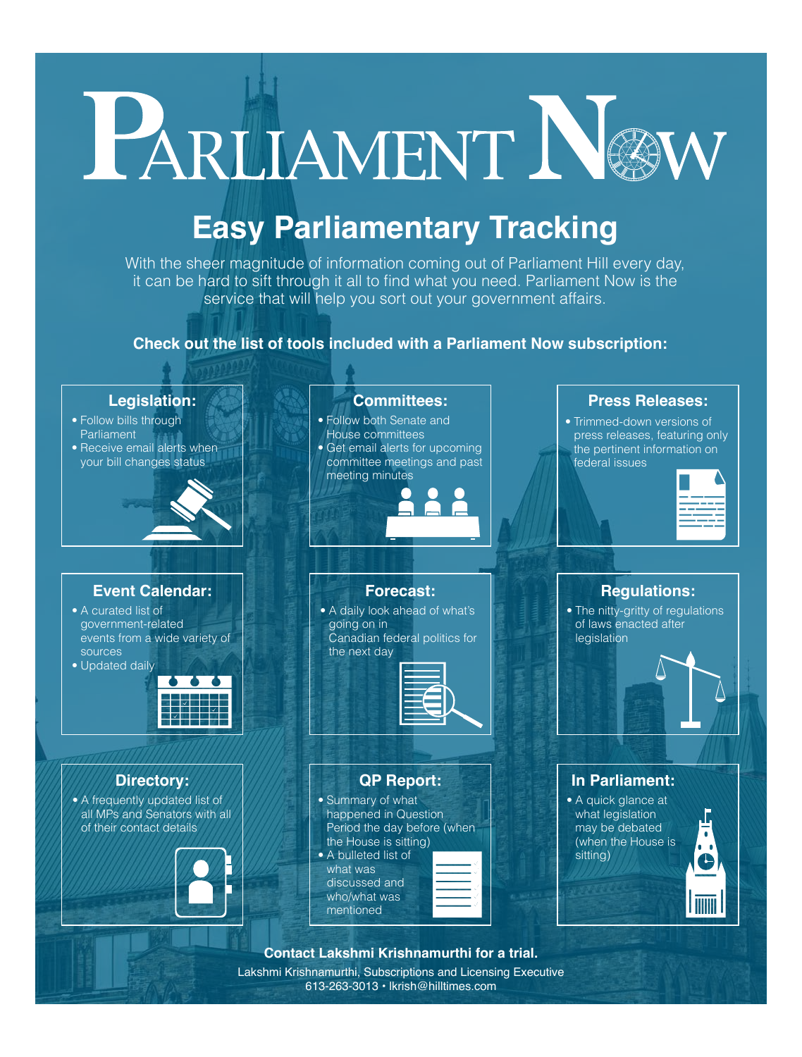# Parliament Now

## Easy Parliamentary Tracking

With the sheer magnitude of information coming out of Parliament Hill every day, it can be hard to sift through it all to find what you need. Parliament Now is the service that will help you sort out your government affairs.

**Check out the list of tools included with a Parliament Now subscription:**

### Legislation:

- Follow bills through Parliament
- Receive email alerts when your bill changes status

### Committees:

- Follow both Senate and House committees
- Get email alerts for upcoming committee meetings and past meeting minutes

### Press Releases:

- Trimmed-down versions of press releases, featuring only the pertinent information on federal issues

### Event Calendar:

- A curated list of government-related events from a wide variety of sources
- Updated daily

### Forecast:

- A daily look ahead of what's going on in Canadian federal politics for the next day

### Regulations:

- The nitty-gritty of regulations of laws enacted after legislation

### Directory:

- A frequently updated list of all MPs and Senators with all of their contact details

### QP Report:

- Summary of what happened in Question Period the day before (when the House is sitting)
- A bulleted list of what was discussed and who/what was mentioned

### In Parliament:

- A quick glance at what legislation may be debated (when the House is sitting)

**Contact Lakshmi Krishnamurthi for a trial.**

Lakshmi Krishnamurthi, Subscriptions and Licensing Executive
613-263-3013 • lkrish@hilltimes.com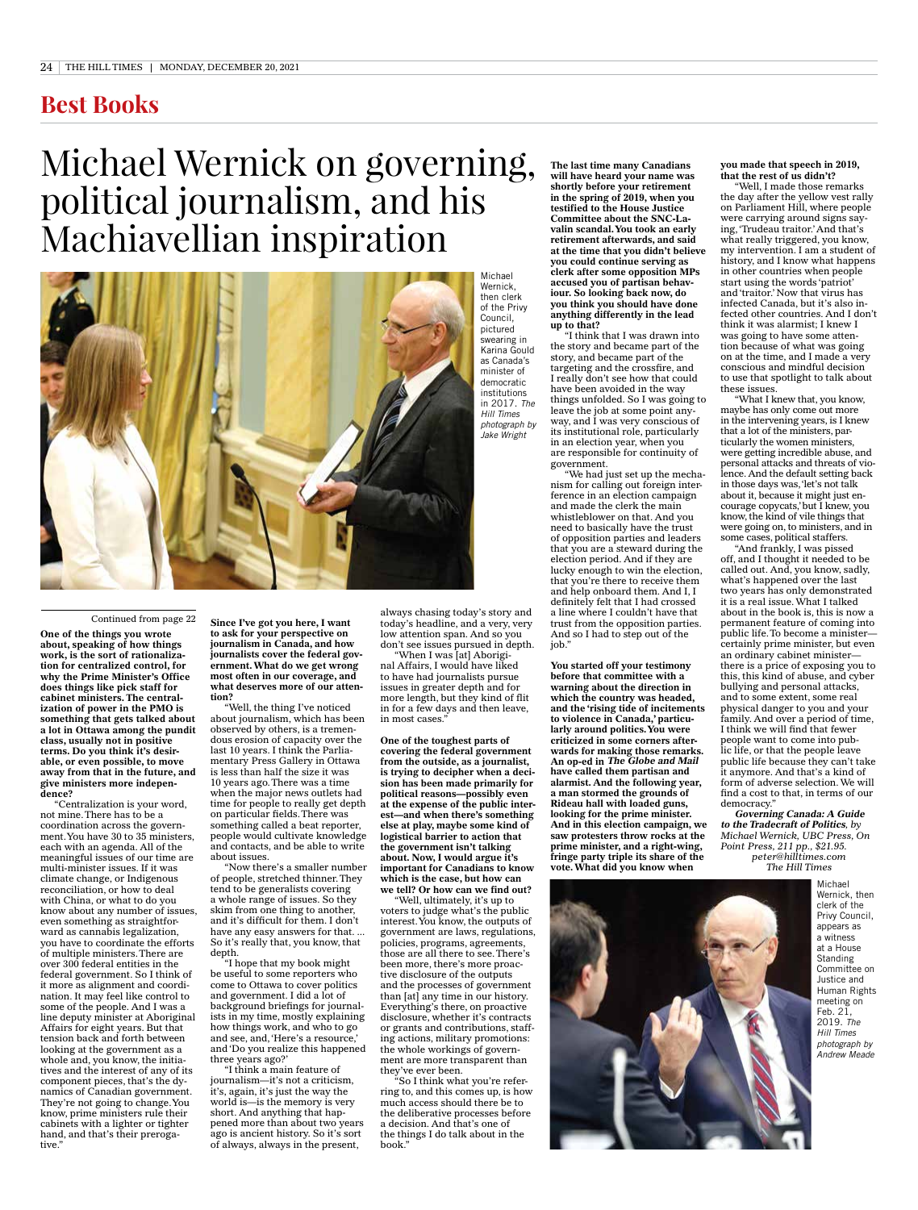## Best Books

# Michael Wernick on governing, political journalism, and his Machiavellian inspiration

Michael Wernick, then clerk of the Privy Council, pictured swearing in Karina Gould as Canada's minister of democratic institutions in 2017. *The Hill Times photograph by Jake Wright*

Continued from page 22

**One of the things you wrote about, speaking of how things work, is the sort of rationalization for centralized control, for why the Prime Minister's Office does things like pick staff for cabinet ministers. The centralization of power in the PMO is something that gets talked about a lot in Ottawa among the pundit class, usually not in positive terms. Do you think it's desirable, or even possible, to move away from that in the future, and give ministers more independence?**

"Centralization is your word, not mine. There has to be a coordination across the government. You have 30 to 35 ministers, each with an agenda. All of the meaningful issues of our time are multi-minister issues. If it was climate change, or Indigenous reconciliation, or how to deal with China, or what to do you know about any number of issues, even something as straightforward as cannabis legalization, you have to coordinate the efforts of multiple ministers. There are over 300 federal entities in the federal government. So I think of it more as alignment and coordination. It may feel like control to some of the people. And I was a line deputy minister at Aboriginal Affairs for eight years. But that tension back and forth between looking at the government as a whole and, you know, the initiatives and the interest of any of its component pieces, that's the dynamics of Canadian government. They're not going to change. You know, prime ministers rule their cabinets with a lighter or tighter hand, and that's their prerogative."

**Since I've got you here, I want to ask for your perspective on journalism in Canada, and how journalists cover the federal government. What do we get wrong most often in our coverage, and what deserves more of our attention?**

"Well, the thing I've noticed about journalism, which has been observed by others, is a tremendous erosion of capacity over the last 10 years. I think the Parliamentary Press Gallery in Ottawa is less than half the size it was 10 years ago. There was a time when the major news outlets had time for people to really get depth on particular fields. There was something called a beat reporter, people would cultivate knowledge and contacts, and be able to write about issues.

"Now there's a smaller number of people, stretched thinner. They tend to be generalists covering a whole range of issues. So they skim from one thing to another, and it's difficult for them. I don't have any easy answers for that. ... So it's really that, you know, that depth.

"I hope that my book might be useful to some reporters who come to Ottawa to cover politics and government. I did a lot of background briefings for journalists in my time, mostly explaining how things work, and who to go and see, and, 'Here's a resource,' and 'Do you realize this happened three years ago?'

"I think a main feature of journalism—it's not a criticism, it's, again, it's just the way the world is—is the memory is very short. And anything that happened more than about two years ago is ancient history. So it's sort of always, always in the present, always chasing today's story and today's headline, and a very, very low attention span. And so you don't see issues pursued in depth.

"When I was [at] Aboriginal Affairs, I would have liked to have had journalists pursue issues in greater depth and for more length, but they kind of flit in for a few days and then leave, in most cases."

**One of the toughest parts of covering the federal government from the outside, as a journalist, is trying to decipher when a decision has been made primarily for political reasons—possibly even at the expense of the public interest—and when there's something else at play, maybe some kind of logistical barrier to action that the government isn't talking about. Now, I would argue it's important for Canadians to know which is the case, but how can we tell? Or how can we find out?**

"Well, ultimately, it's up to voters to judge what's the public interest. You know, the outputs of government are laws, regulations, policies, programs, agreements, those are all there to see. There's been more, there's more proactive disclosure of the outputs and the processes of government than [at] any time in our history. Everything's there, on proactive disclosure, whether it's contracts or grants and contributions, staffing actions, military promotions: the whole workings of government are more transparent than they've ever been.

"So I think what you're referring to, and this comes up, is how much access should there be to the deliberative processes before a decision. And that's one of the things I do talk about in the book."

**The last time many Canadians will have heard your name was shortly before your retirement in the spring of 2019, when you testified to the House Justice Committee about the SNC-Lavalin scandal. You took an early retirement afterwards, and said at the time that you didn't believe you could continue serving as clerk after some opposition MPs accused you of partisan behaviour. So looking back now, do you think you should have done anything differently in the lead up to that?**

"I think that I was drawn into the story and became part of the story, and became part of the targeting and the crossfire, and I really don't see how that could have been avoided in the way things unfolded. So I was going to leave the job at some point anyway, and I was very conscious of its institutional role, particularly in an election year, when you are responsible for continuity of government.

"We had just set up the mechanism for calling out foreign interference in an election campaign and made the clerk the main whistleblower on that. And you need to basically have the trust of opposition parties and leaders that you are a steward during the election period. And if they are lucky enough to win the election, that you're there to receive them and help onboard them. And I, I definitely felt that I had crossed a line where I couldn't have that trust from the opposition parties. And so I had to step out of the job."

**You started off your testimony before that committee with a warning about the direction in which the country was headed, and the 'rising tide of incitements to violence in Canada,' particularly around politics. You were criticized in some corners afterwards for making those remarks. An op-ed in *The Globe and Mail* have called them partisan and alarmist. And the following year, a man stormed the grounds of Rideau hall with loaded guns, looking for the prime minister. And in this election campaign, we saw protesters throw rocks at the prime minister, and a right-wing, fringe party triple its share of the vote. What did you know when you made that speech in 2019, that the rest of us didn't?**

"Well, I made those remarks the day after the yellow vest rally on Parliament Hill, where people were carrying around signs saying, 'Trudeau traitor.' And that's what really triggered, you know, my intervention. I am a student of history, and I know what happens in other countries when people start using the words 'patriot' and 'traitor.' Now that virus has infected Canada, but it's also infected other countries. And I don't think it was alarmist; I knew I was going to have some attention because of what was going on at the time, and I made a very conscious and mindful decision to use that spotlight to talk about these issues.

"What I knew that, you know, maybe has only come out more in the intervening years, is I knew that a lot of the ministers, particularly the women ministers, were getting incredible abuse, and personal attacks and threats of violence. And the default setting back in those days was, 'let's not talk about it, because it might just encourage copycats,' but I knew, you know, the kind of vile things that were going on, to ministers, and in some cases, political staffers.

"And frankly, I was pissed off, and I thought it needed to be called out. And, you know, sadly, what's happened over the last two years has only demonstrated it is a real issue. What I talked about in the book is, this is now a permanent feature of coming into public life. To become a minister—certainly prime minister, but even an ordinary cabinet minister—there is a price of exposing you to this, this kind of abuse, and cyber bullying and personal attacks, and to some extent, some real physical danger to you and your family. And over a period of time, I think we will find that fewer people want to come into public life, or that the people leave public life because they can't take it anymore. And that's a kind of form of adverse selection. We will find a cost to that, in terms of our democracy."

***Governing Canada: A Guide to the Tradecraft of Politics**, by Michael Wernick, UBC Press, On Point Press, 211 pp., $21.95.*

*peter@hilltimes.com*

*The Hill Times*

Michael Wernick, then clerk of the Privy Council, appears as a witness at a House Standing Committee on Justice and Human Rights meeting on Feb. 21, 2019. *The Hill Times photograph by Andrew Meade*